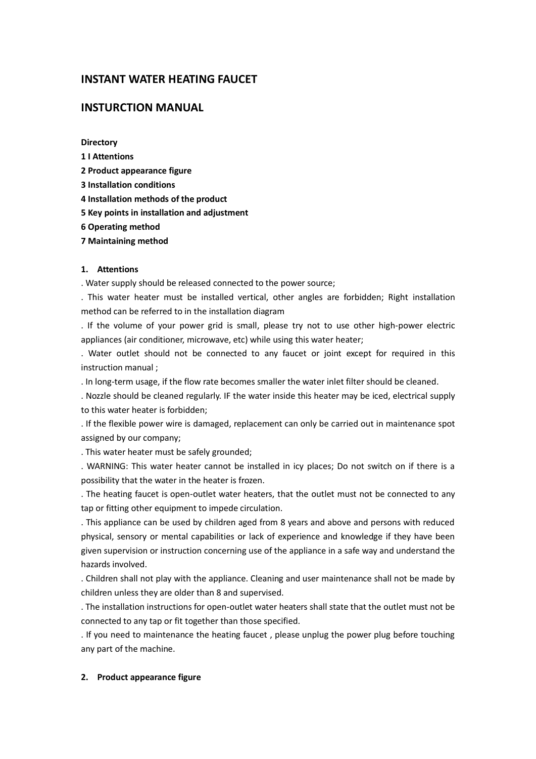# INSTANT WATER HEATING FAUCET

# INSTURCTION MANUAL

**Directory**

**1 I Attentions**

**2 Product appearance figure**

**3 Installation conditions**

**4 Installation methods of the product**

**5 Key points in installation and adjustment**

**6 Operating method**

**7 Maintaining method**

## 1. Attentions

. Water supply should be released connected to the power source;

. This water heater must be installed vertical, other angles are forbidden; Right installation method can be referred to in the installation diagram

. If the volume of your power grid is small, please try not to use other high-power electric appliances (air conditioner, microwave, etc) while using this water heater;

. Water outlet should not be connected to any faucet or joint except for required in this instruction manual ;

. In long-term usage, if the flow rate becomes smaller the water inlet filter should be cleaned.

. Nozzle should be cleaned regularly. IF the water inside this heater may be iced, electrical supply to this water heater is forbidden;

. If the flexible power wire is damaged, replacement can only be carried out in maintenance spot assigned by our company;

. This water heater must be safely grounded;

. WARNING: This water heater cannot be installed in icy places; Do not switch on if there is a possibility that the water in the heater is frozen.

. The heating faucet is open-outlet water heaters, that the outlet must not be connected to any tap or fitting other equipment to impede circulation.

. This appliance can be used by children aged from 8 years and above and persons with reduced physical, sensory or mental capabilities or lack of experience and knowledge if they have been given supervision or instruction concerning use of the appliance in a safe way and understand the hazards involved.

. Children shall not play with the appliance. Cleaning and user maintenance shall not be made by children unless they are older than 8 and supervised.

. The installation instructions for open-outlet water heaters shall state that the outlet must not be connected to any tap or fit together than those specified.

. If you need to maintenance the heating faucet , please unplug the power plug before touching any part of the machine.

## 2. Product appearance figure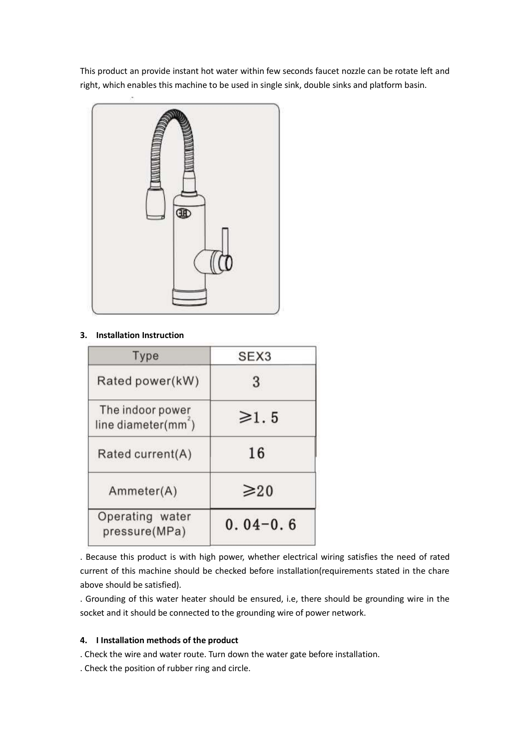This product an provide instant hot water within few seconds faucet nozzle can be rotate left and right, which enables this machine to be used in single sink, double sinks and platform basin.

**3. Installation Instruction**

| Type | SEX3 |
|---|---|
| Rated power(kW) | 3 |
| The indoor power line diameter($mm^2$) | ≥1.5 |
| Rated current(A) | 16 |
| Ammeter(A) | ≥20 |
| Operating water pressure(MPa) | 0.04-0.6 |

. Because this product is with high power, whether electrical wiring satisfies the need of rated current of this machine should be checked before installation(requirements stated in the chare above should be satisfied).

. Grounding of this water heater should be ensured, i.e, there should be grounding wire in the socket and it should be connected to the grounding wire of power network.

**4. I Installation methods of the product**

. Check the wire and water route. Turn down the water gate before installation.

. Check the position of rubber ring and circle.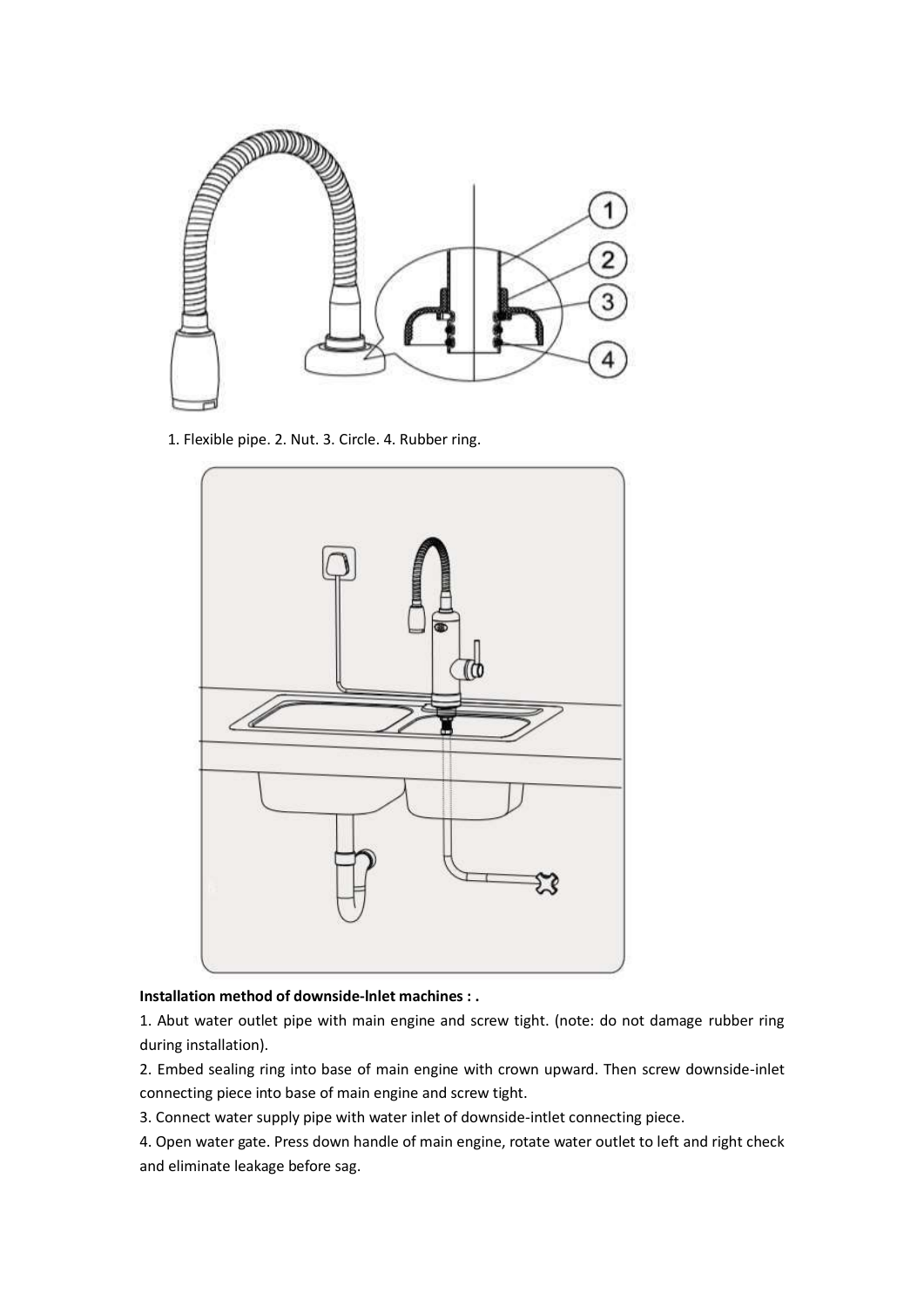1. Flexible pipe. 2. Nut. 3. Circle. 4. Rubber ring.

**Installation method of downside-lnlet machines : .**

1. Abut water outlet pipe with main engine and screw tight. (note: do not damage rubber ring during installation).
2. Embed sealing ring into base of main engine with crown upward. Then screw downside-inlet connecting piece into base of main engine and screw tight.
3. Connect water supply pipe with water inlet of downside-intlet connecting piece.
4. Open water gate. Press down handle of main engine, rotate water outlet to left and right check and eliminate leakage before sag.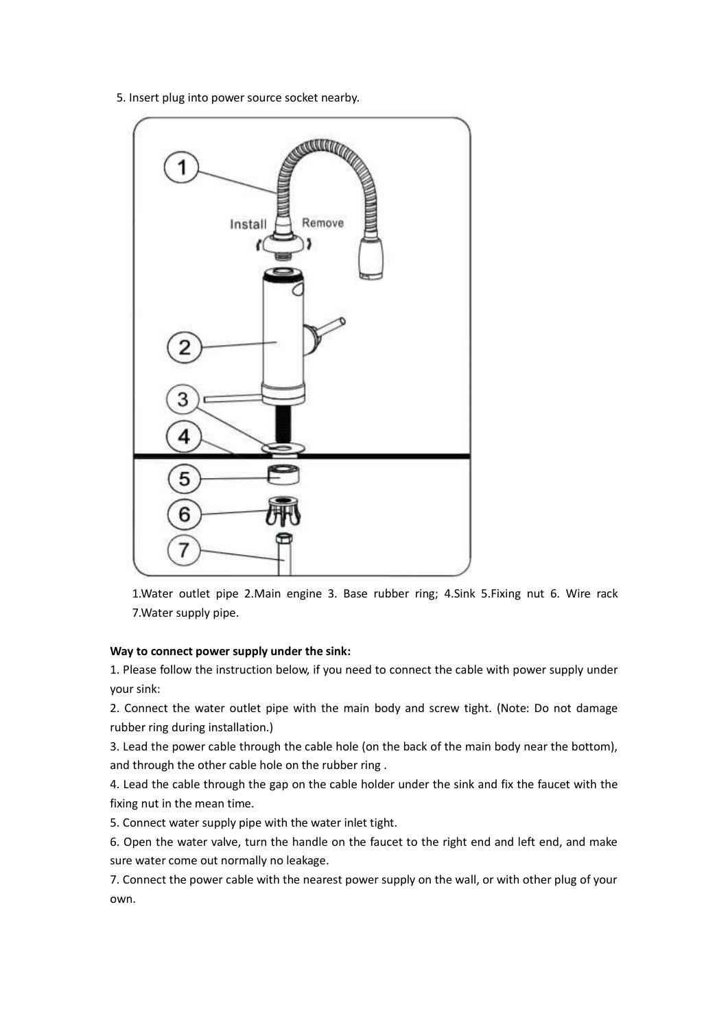5. Insert plug into power source socket nearby.

1.Water outlet pipe 2.Main engine 3. Base rubber ring; 4.Sink 5.Fixing nut 6. Wire rack 7.Water supply pipe.

**Way to connect power supply under the sink:**

1. Please follow the instruction below, if you need to connect the cable with power supply under your sink:
2. Connect the water outlet pipe with the main body and screw tight. (Note: Do not damage rubber ring during installation.)
3. Lead the power cable through the cable hole (on the back of the main body near the bottom), and through the other cable hole on the rubber ring .
4. Lead the cable through the gap on the cable holder under the sink and fix the faucet with the fixing nut in the mean time.
5. Connect water supply pipe with the water inlet tight.
6. Open the water valve, turn the handle on the faucet to the right end and left end, and make sure water come out normally no leakage.
7. Connect the power cable with the nearest power supply on the wall, or with other plug of your own.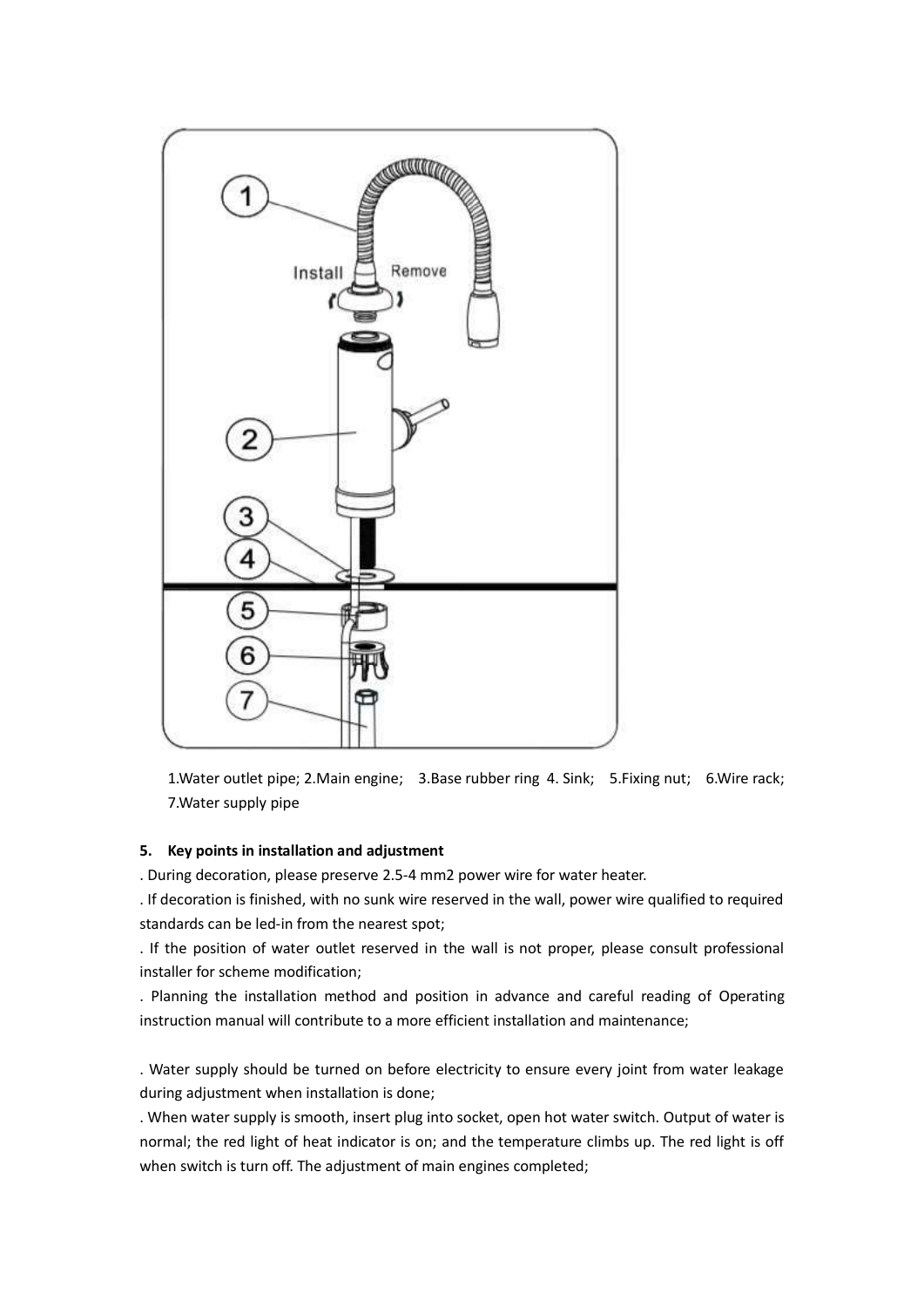1.Water outlet pipe; 2.Main engine; 3.Base rubber ring 4. Sink; 5.Fixing nut; 6.Wire rack; 7.Water supply pipe

**5. Key points in installation and adjustment**

. During decoration, please preserve 2.5-4 mm2 power wire for water heater.

. If decoration is finished, with no sunk wire reserved in the wall, power wire qualified to required standards can be led-in from the nearest spot;

. If the position of water outlet reserved in the wall is not proper, please consult professional installer for scheme modification;

. Planning the installation method and position in advance and careful reading of Operating instruction manual will contribute to a more efficient installation and maintenance;

. Water supply should be turned on before electricity to ensure every joint from water leakage during adjustment when installation is done;

. When water supply is smooth, insert plug into socket, open hot water switch. Output of water is normal; the red light of heat indicator is on; and the temperature climbs up. The red light is off when switch is turn off. The adjustment of main engines completed;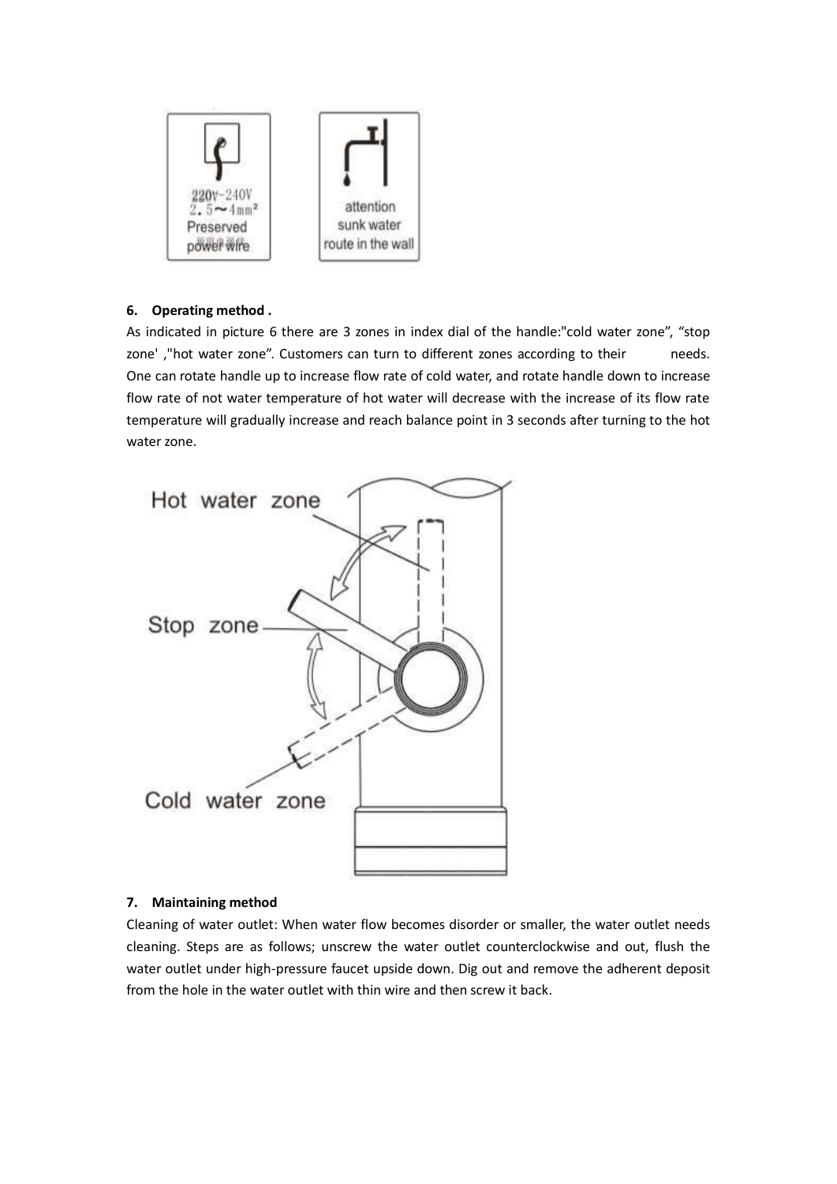220v~240V
2.5~4mm²
Preserved power wire

attention sunk water route in the wall

**6. Operating method .**

As indicated in picture 6 there are 3 zones in index dial of the handle:"cold water zone", "stop zone' ,"hot water zone". Customers can turn to different zones according to their needs. One can rotate handle up to increase flow rate of cold water, and rotate handle down to increase flow rate of not water temperature of hot water will decrease with the increase of its flow rate temperature will gradually increase and reach balance point in 3 seconds after turning to the hot water zone.

Hot water zone

Stop zone

Cold water zone

**7. Maintaining method**

Cleaning of water outlet: When water flow becomes disorder or smaller, the water outlet needs cleaning. Steps are as follows; unscrew the water outlet counterclockwise and out, flush the water outlet under high-pressure faucet upside down. Dig out and remove the adherent deposit from the hole in the water outlet with thin wire and then screw it back.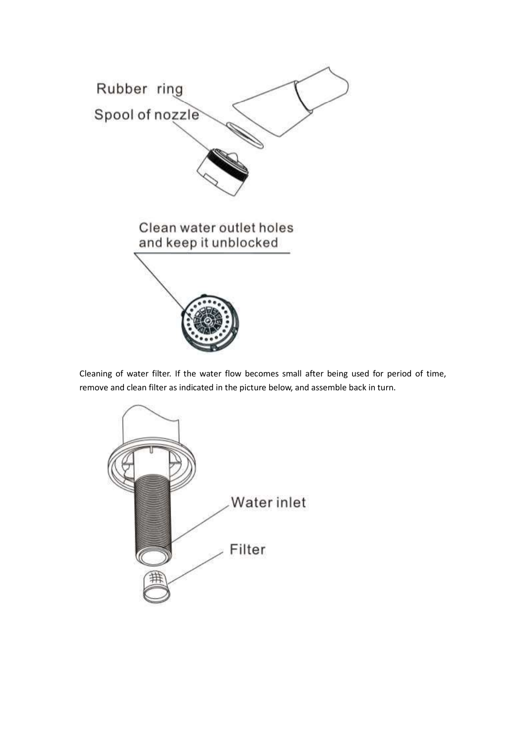Rubber ring

Spool of nozzle

Clean water outlet holes and keep it unblocked

Cleaning of water filter. If the water flow becomes small after being used for period of time, remove and clean filter as indicated in the picture below, and assemble back in turn.

Water inlet

Filter